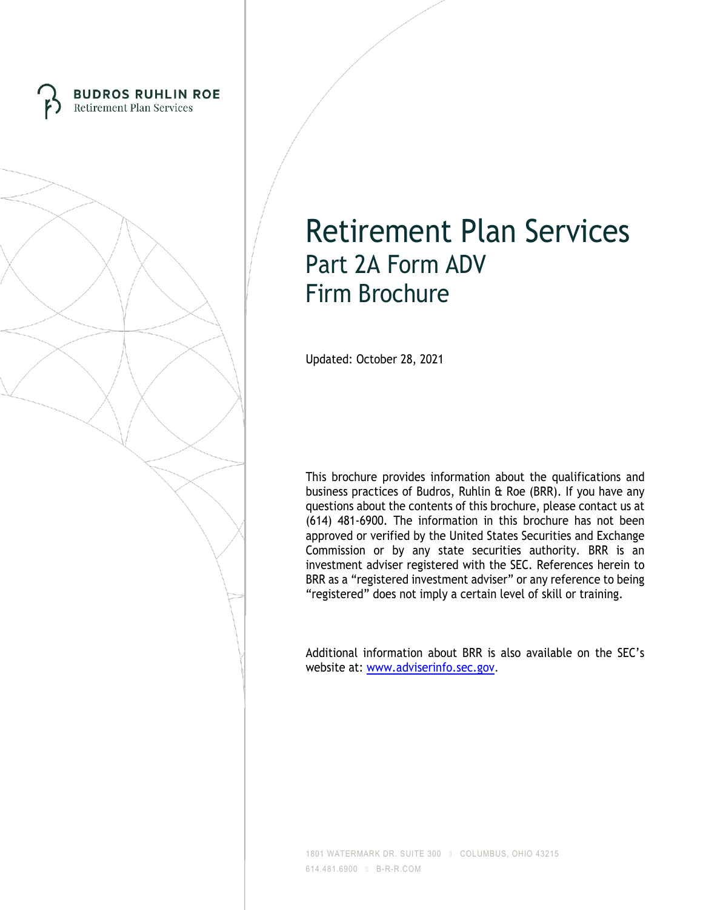**BUDROS RUHLIN ROE**
Retirement Plan Services

# Retirement Plan Services

## Part 2A Form ADV
## Firm Brochure

Updated: October 28, 2021

This brochure provides information about the qualifications and business practices of Budros, Ruhlin & Roe (BRR). If you have any questions about the contents of this brochure, please contact us at (614) 481-6900. The information in this brochure has not been approved or verified by the United States Securities and Exchange Commission or by any state securities authority. BRR is an investment adviser registered with the SEC. References herein to BRR as a "registered investment adviser" or any reference to being "registered" does not imply a certain level of skill or training.

Additional information about BRR is also available on the SEC's website at: www.adviserinfo.sec.gov.

1801 WATERMARK DR. SUITE 300 | COLUMBUS, OHIO 43215
614.481.6900 | B-R-R.COM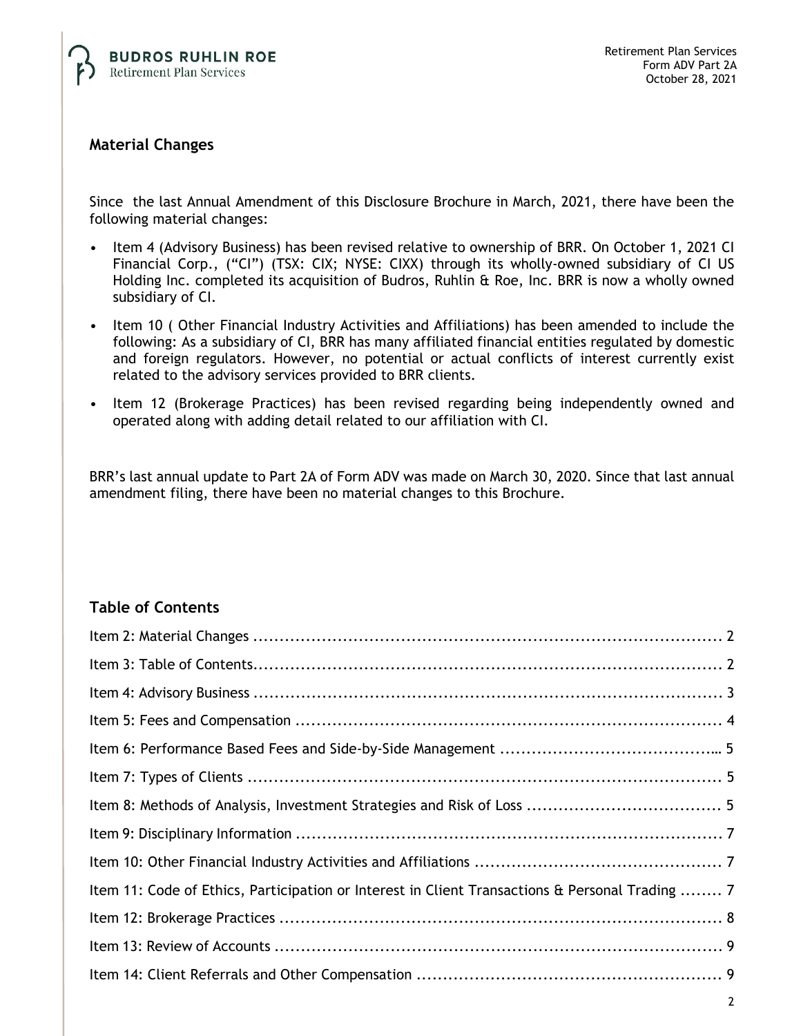## Material Changes

Since the last Annual Amendment of this Disclosure Brochure in March, 2021, there have been the following material changes:

- Item 4 (Advisory Business) has been revised relative to ownership of BRR. On October 1, 2021 CI Financial Corp., ("CI") (TSX: CIX; NYSE: CIXX) through its wholly-owned subsidiary of CI US Holding Inc. completed its acquisition of Budros, Ruhlin & Roe, Inc. BRR is now a wholly owned subsidiary of CI.
- Item 10 ( Other Financial Industry Activities and Affiliations) has been amended to include the following: As a subsidiary of CI, BRR has many affiliated financial entities regulated by domestic and foreign regulators. However, no potential or actual conflicts of interest currently exist related to the advisory services provided to BRR clients.
- Item 12 (Brokerage Practices) has been revised regarding being independently owned and operated along with adding detail related to our affiliation with CI.

BRR's last annual update to Part 2A of Form ADV was made on March 30, 2020. Since that last annual amendment filing, there have been no material changes to this Brochure.

## Table of Contents

| | |
|---|---|
| Item 2: Material Changes | 2 |
| Item 3: Table of Contents | 2 |
| Item 4: Advisory Business | 3 |
| Item 5: Fees and Compensation | 4 |
| Item 6: Performance Based Fees and Side-by-Side Management | 5 |
| Item 7: Types of Clients | 5 |
| Item 8: Methods of Analysis, Investment Strategies and Risk of Loss | 5 |
| Item 9: Disciplinary Information | 7 |
| Item 10: Other Financial Industry Activities and Affiliations | 7 |
| Item 11: Code of Ethics, Participation or Interest in Client Transactions & Personal Trading | 7 |
| Item 12: Brokerage Practices | 8 |
| Item 13: Review of Accounts | 9 |
| Item 14: Client Referrals and Other Compensation | 9 |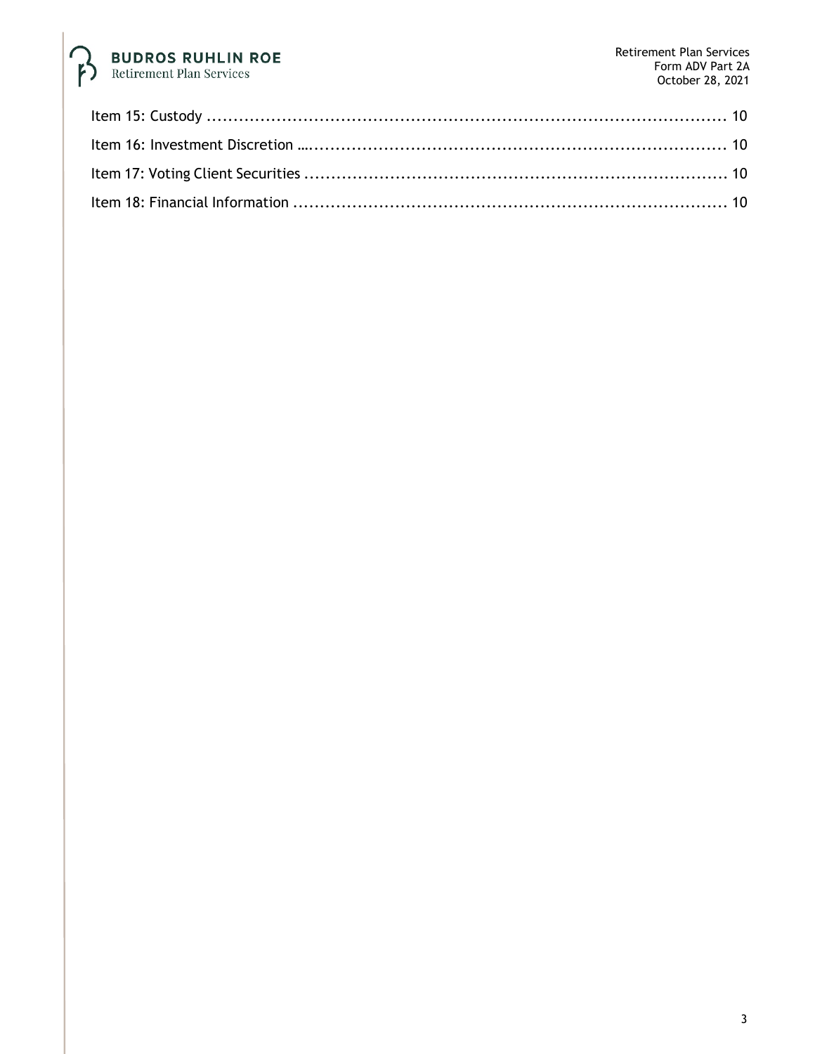Item 15: Custody .......................................................................................... 10

Item 16: Investment Discretion …............................................................................ 10

Item 17: Voting Client Securities ................................................................................ 10

Item 18: Financial Information ................................................................................... 10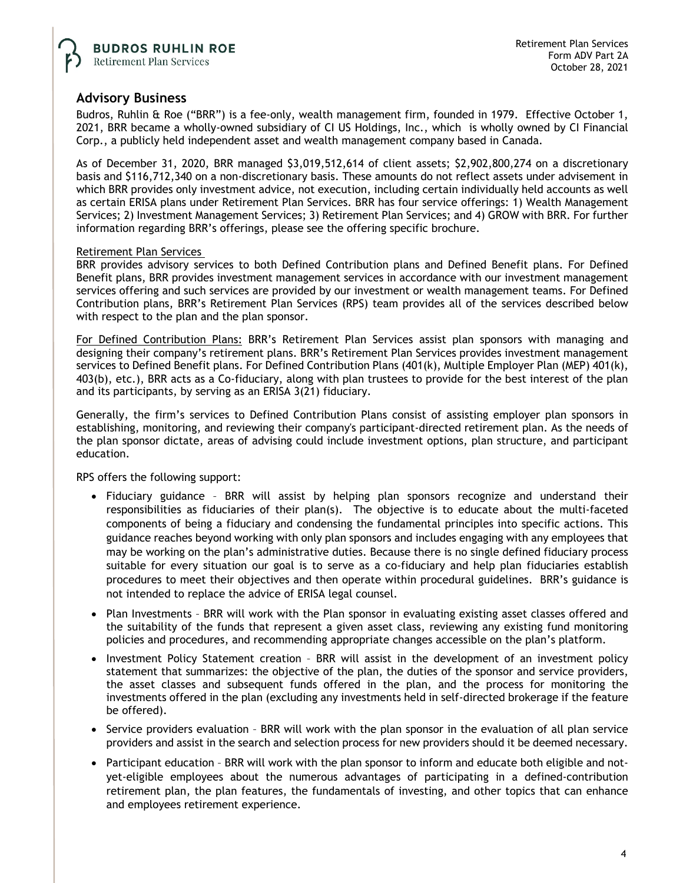## Advisory Business

Budros, Ruhlin & Roe ("BRR") is a fee-only, wealth management firm, founded in 1979. Effective October 1, 2021, BRR became a wholly-owned subsidiary of CI US Holdings, Inc., which is wholly owned by CI Financial Corp., a publicly held independent asset and wealth management company based in Canada.

As of December 31, 2020, BRR managed $3,019,512,614 of client assets; $2,902,800,274 on a discretionary basis and $116,712,340 on a non-discretionary basis. These amounts do not reflect assets under advisement in which BRR provides only investment advice, not execution, including certain individually held accounts as well as certain ERISA plans under Retirement Plan Services. BRR has four service offerings: 1) Wealth Management Services; 2) Investment Management Services; 3) Retirement Plan Services; and 4) GROW with BRR. For further information regarding BRR's offerings, please see the offering specific brochure.

Retirement Plan Services

BRR provides advisory services to both Defined Contribution plans and Defined Benefit plans. For Defined Benefit plans, BRR provides investment management services in accordance with our investment management services offering and such services are provided by our investment or wealth management teams. For Defined Contribution plans, BRR's Retirement Plan Services (RPS) team provides all of the services described below with respect to the plan and the plan sponsor.

For Defined Contribution Plans: BRR's Retirement Plan Services assist plan sponsors with managing and designing their company's retirement plans. BRR's Retirement Plan Services provides investment management services to Defined Benefit plans. For Defined Contribution Plans (401(k), Multiple Employer Plan (MEP) 401(k), 403(b), etc.), BRR acts as a Co-fiduciary, along with plan trustees to provide for the best interest of the plan and its participants, by serving as an ERISA 3(21) fiduciary.

Generally, the firm's services to Defined Contribution Plans consist of assisting employer plan sponsors in establishing, monitoring, and reviewing their company's participant-directed retirement plan. As the needs of the plan sponsor dictate, areas of advising could include investment options, plan structure, and participant education.

RPS offers the following support:

- Fiduciary guidance – BRR will assist by helping plan sponsors recognize and understand their responsibilities as fiduciaries of their plan(s). The objective is to educate about the multi-faceted components of being a fiduciary and condensing the fundamental principles into specific actions. This guidance reaches beyond working with only plan sponsors and includes engaging with any employees that may be working on the plan's administrative duties. Because there is no single defined fiduciary process suitable for every situation our goal is to serve as a co-fiduciary and help plan fiduciaries establish procedures to meet their objectives and then operate within procedural guidelines. BRR's guidance is not intended to replace the advice of ERISA legal counsel.
- Plan Investments – BRR will work with the Plan sponsor in evaluating existing asset classes offered and the suitability of the funds that represent a given asset class, reviewing any existing fund monitoring policies and procedures, and recommending appropriate changes accessible on the plan's platform.
- Investment Policy Statement creation – BRR will assist in the development of an investment policy statement that summarizes: the objective of the plan, the duties of the sponsor and service providers, the asset classes and subsequent funds offered in the plan, and the process for monitoring the investments offered in the plan (excluding any investments held in self-directed brokerage if the feature be offered).
- Service providers evaluation – BRR will work with the plan sponsor in the evaluation of all plan service providers and assist in the search and selection process for new providers should it be deemed necessary.
- Participant education – BRR will work with the plan sponsor to inform and educate both eligible and not-yet-eligible employees about the numerous advantages of participating in a defined-contribution retirement plan, the plan features, the fundamentals of investing, and other topics that can enhance and employees retirement experience.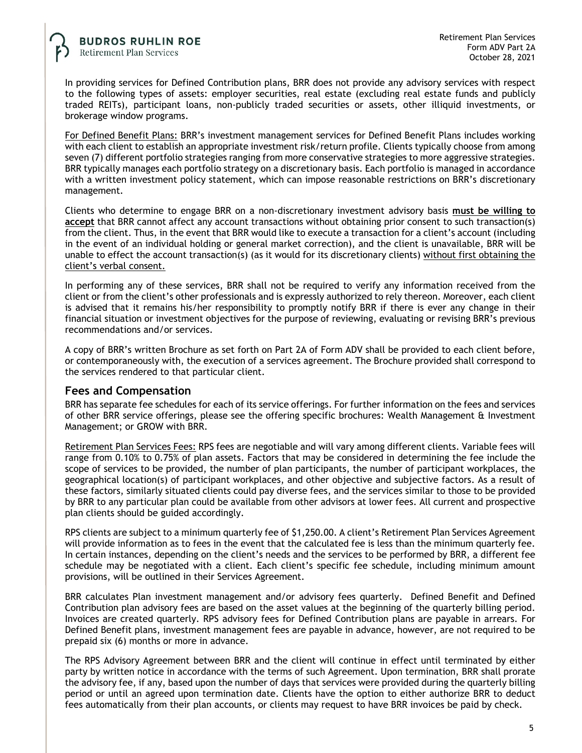In providing services for Defined Contribution plans, BRR does not provide any advisory services with respect to the following types of assets: employer securities, real estate (excluding real estate funds and publicly traded REITs), participant loans, non-publicly traded securities or assets, other illiquid investments, or brokerage window programs.

For Defined Benefit Plans: BRR's investment management services for Defined Benefit Plans includes working with each client to establish an appropriate investment risk/return profile. Clients typically choose from among seven (7) different portfolio strategies ranging from more conservative strategies to more aggressive strategies. BRR typically manages each portfolio strategy on a discretionary basis. Each portfolio is managed in accordance with a written investment policy statement, which can impose reasonable restrictions on BRR's discretionary management.

Clients who determine to engage BRR on a non-discretionary investment advisory basis **must be willing to accept** that BRR cannot affect any account transactions without obtaining prior consent to such transaction(s) from the client. Thus, in the event that BRR would like to execute a transaction for a client's account (including in the event of an individual holding or general market correction), and the client is unavailable, BRR will be unable to effect the account transaction(s) (as it would for its discretionary clients) without first obtaining the client's verbal consent.

In performing any of these services, BRR shall not be required to verify any information received from the client or from the client's other professionals and is expressly authorized to rely thereon. Moreover, each client is advised that it remains his/her responsibility to promptly notify BRR if there is ever any change in their financial situation or investment objectives for the purpose of reviewing, evaluating or revising BRR's previous recommendations and/or services.

A copy of BRR's written Brochure as set forth on Part 2A of Form ADV shall be provided to each client before, or contemporaneously with, the execution of a services agreement. The Brochure provided shall correspond to the services rendered to that particular client.

## Fees and Compensation

BRR has separate fee schedules for each of its service offerings. For further information on the fees and services of other BRR service offerings, please see the offering specific brochures: Wealth Management & Investment Management; or GROW with BRR.

Retirement Plan Services Fees: RPS fees are negotiable and will vary among different clients. Variable fees will range from 0.10% to 0.75% of plan assets. Factors that may be considered in determining the fee include the scope of services to be provided, the number of plan participants, the number of participant workplaces, the geographical location(s) of participant workplaces, and other objective and subjective factors. As a result of these factors, similarly situated clients could pay diverse fees, and the services similar to those to be provided by BRR to any particular plan could be available from other advisors at lower fees. All current and prospective plan clients should be guided accordingly.

RPS clients are subject to a minimum quarterly fee of $1,250.00. A client's Retirement Plan Services Agreement will provide information as to fees in the event that the calculated fee is less than the minimum quarterly fee. In certain instances, depending on the client's needs and the services to be performed by BRR, a different fee schedule may be negotiated with a client. Each client's specific fee schedule, including minimum amount provisions, will be outlined in their Services Agreement.

BRR calculates Plan investment management and/or advisory fees quarterly. Defined Benefit and Defined Contribution plan advisory fees are based on the asset values at the beginning of the quarterly billing period. Invoices are created quarterly. RPS advisory fees for Defined Contribution plans are payable in arrears. For Defined Benefit plans, investment management fees are payable in advance, however, are not required to be prepaid six (6) months or more in advance.

The RPS Advisory Agreement between BRR and the client will continue in effect until terminated by either party by written notice in accordance with the terms of such Agreement. Upon termination, BRR shall prorate the advisory fee, if any, based upon the number of days that services were provided during the quarterly billing period or until an agreed upon termination date. Clients have the option to either authorize BRR to deduct fees automatically from their plan accounts, or clients may request to have BRR invoices be paid by check.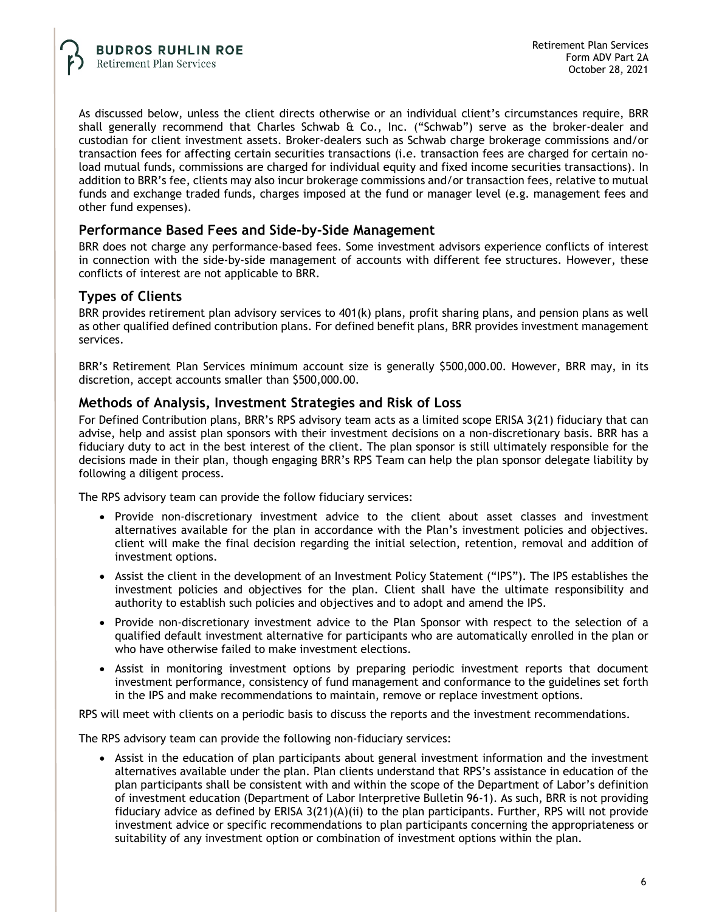As discussed below, unless the client directs otherwise or an individual client's circumstances require, BRR shall generally recommend that Charles Schwab & Co., Inc. ("Schwab") serve as the broker-dealer and custodian for client investment assets. Broker-dealers such as Schwab charge brokerage commissions and/or transaction fees for affecting certain securities transactions (i.e. transaction fees are charged for certain no-load mutual funds, commissions are charged for individual equity and fixed income securities transactions). In addition to BRR's fee, clients may also incur brokerage commissions and/or transaction fees, relative to mutual funds and exchange traded funds, charges imposed at the fund or manager level (e.g. management fees and other fund expenses).

## Performance Based Fees and Side-by-Side Management

BRR does not charge any performance-based fees. Some investment advisors experience conflicts of interest in connection with the side-by-side management of accounts with different fee structures. However, these conflicts of interest are not applicable to BRR.

## Types of Clients

BRR provides retirement plan advisory services to 401(k) plans, profit sharing plans, and pension plans as well as other qualified defined contribution plans. For defined benefit plans, BRR provides investment management services.

BRR's Retirement Plan Services minimum account size is generally $500,000.00. However, BRR may, in its discretion, accept accounts smaller than $500,000.00.

## Methods of Analysis, Investment Strategies and Risk of Loss

For Defined Contribution plans, BRR's RPS advisory team acts as a limited scope ERISA 3(21) fiduciary that can advise, help and assist plan sponsors with their investment decisions on a non-discretionary basis. BRR has a fiduciary duty to act in the best interest of the client. The plan sponsor is still ultimately responsible for the decisions made in their plan, though engaging BRR's RPS Team can help the plan sponsor delegate liability by following a diligent process.

The RPS advisory team can provide the follow fiduciary services:

- Provide non-discretionary investment advice to the client about asset classes and investment alternatives available for the plan in accordance with the Plan's investment policies and objectives. client will make the final decision regarding the initial selection, retention, removal and addition of investment options.
- Assist the client in the development of an Investment Policy Statement ("IPS"). The IPS establishes the investment policies and objectives for the plan. Client shall have the ultimate responsibility and authority to establish such policies and objectives and to adopt and amend the IPS.
- Provide non-discretionary investment advice to the Plan Sponsor with respect to the selection of a qualified default investment alternative for participants who are automatically enrolled in the plan or who have otherwise failed to make investment elections.
- Assist in monitoring investment options by preparing periodic investment reports that document investment performance, consistency of fund management and conformance to the guidelines set forth in the IPS and make recommendations to maintain, remove or replace investment options.

RPS will meet with clients on a periodic basis to discuss the reports and the investment recommendations.

The RPS advisory team can provide the following non-fiduciary services:

- Assist in the education of plan participants about general investment information and the investment alternatives available under the plan. Plan clients understand that RPS's assistance in education of the plan participants shall be consistent with and within the scope of the Department of Labor's definition of investment education (Department of Labor Interpretive Bulletin 96-1). As such, BRR is not providing fiduciary advice as defined by ERISA 3(21)(A)(ii) to the plan participants. Further, RPS will not provide investment advice or specific recommendations to plan participants concerning the appropriateness or suitability of any investment option or combination of investment options within the plan.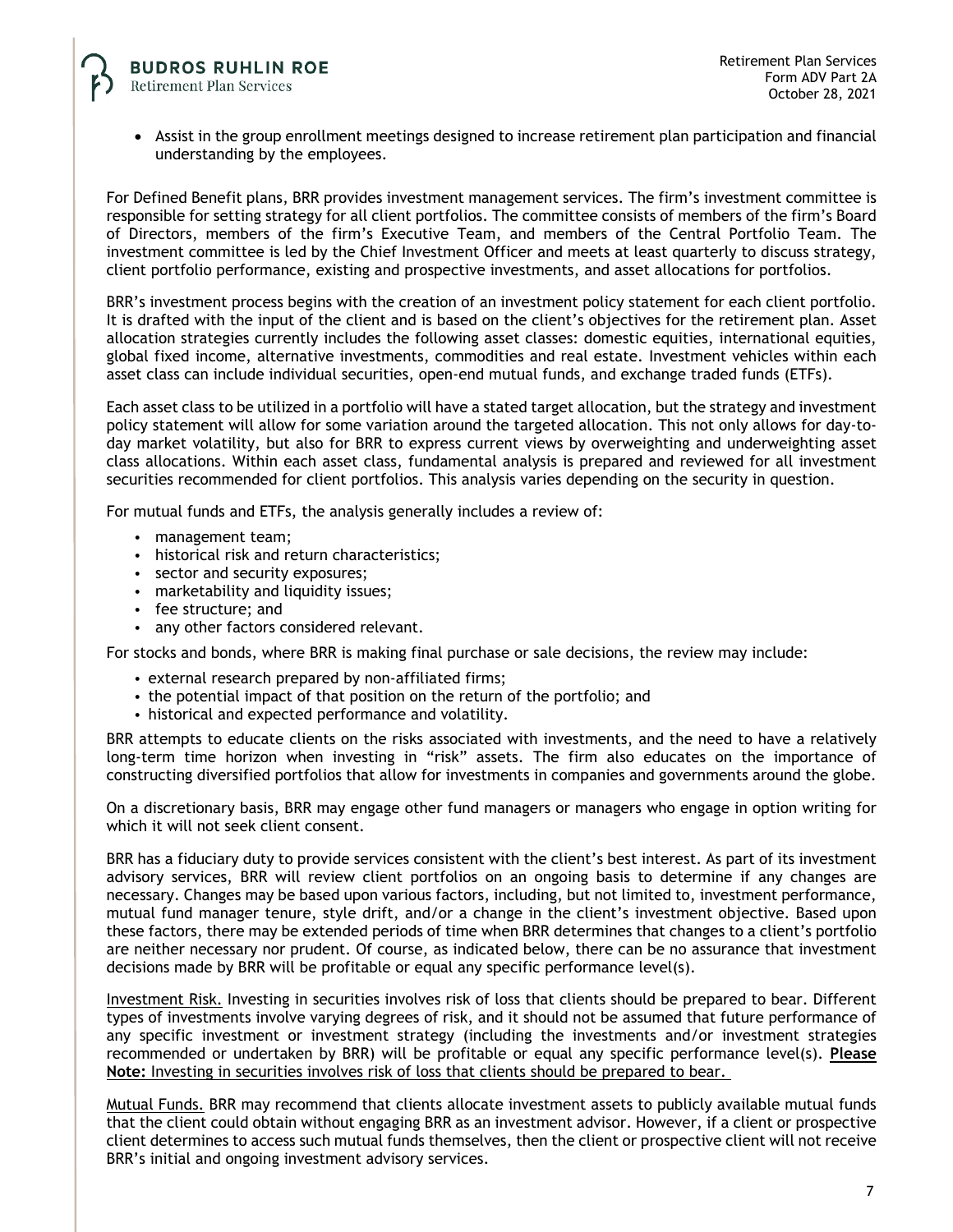- Assist in the group enrollment meetings designed to increase retirement plan participation and financial understanding by the employees.

For Defined Benefit plans, BRR provides investment management services. The firm's investment committee is responsible for setting strategy for all client portfolios. The committee consists of members of the firm's Board of Directors, members of the firm's Executive Team, and members of the Central Portfolio Team. The investment committee is led by the Chief Investment Officer and meets at least quarterly to discuss strategy, client portfolio performance, existing and prospective investments, and asset allocations for portfolios.

BRR's investment process begins with the creation of an investment policy statement for each client portfolio. It is drafted with the input of the client and is based on the client's objectives for the retirement plan. Asset allocation strategies currently includes the following asset classes: domestic equities, international equities, global fixed income, alternative investments, commodities and real estate. Investment vehicles within each asset class can include individual securities, open-end mutual funds, and exchange traded funds (ETFs).

Each asset class to be utilized in a portfolio will have a stated target allocation, but the strategy and investment policy statement will allow for some variation around the targeted allocation. This not only allows for day-to-day market volatility, but also for BRR to express current views by overweighting and underweighting asset class allocations. Within each asset class, fundamental analysis is prepared and reviewed for all investment securities recommended for client portfolios. This analysis varies depending on the security in question.

For mutual funds and ETFs, the analysis generally includes a review of:

- management team;
- historical risk and return characteristics;
- sector and security exposures;
- marketability and liquidity issues;
- fee structure; and
- any other factors considered relevant.

For stocks and bonds, where BRR is making final purchase or sale decisions, the review may include:

- external research prepared by non-affiliated firms;
- the potential impact of that position on the return of the portfolio; and
- historical and expected performance and volatility.

BRR attempts to educate clients on the risks associated with investments, and the need to have a relatively long-term time horizon when investing in "risk" assets. The firm also educates on the importance of constructing diversified portfolios that allow for investments in companies and governments around the globe.

On a discretionary basis, BRR may engage other fund managers or managers who engage in option writing for which it will not seek client consent.

BRR has a fiduciary duty to provide services consistent with the client's best interest. As part of its investment advisory services, BRR will review client portfolios on an ongoing basis to determine if any changes are necessary. Changes may be based upon various factors, including, but not limited to, investment performance, mutual fund manager tenure, style drift, and/or a change in the client's investment objective. Based upon these factors, there may be extended periods of time when BRR determines that changes to a client's portfolio are neither necessary nor prudent. Of course, as indicated below, there can be no assurance that investment decisions made by BRR will be profitable or equal any specific performance level(s).

Investment Risk. Investing in securities involves risk of loss that clients should be prepared to bear. Different types of investments involve varying degrees of risk, and it should not be assumed that future performance of any specific investment or investment strategy (including the investments and/or investment strategies recommended or undertaken by BRR) will be profitable or equal any specific performance level(s). **Please Note:** Investing in securities involves risk of loss that clients should be prepared to bear.

Mutual Funds. BRR may recommend that clients allocate investment assets to publicly available mutual funds that the client could obtain without engaging BRR as an investment advisor. However, if a client or prospective client determines to access such mutual funds themselves, then the client or prospective client will not receive BRR's initial and ongoing investment advisory services.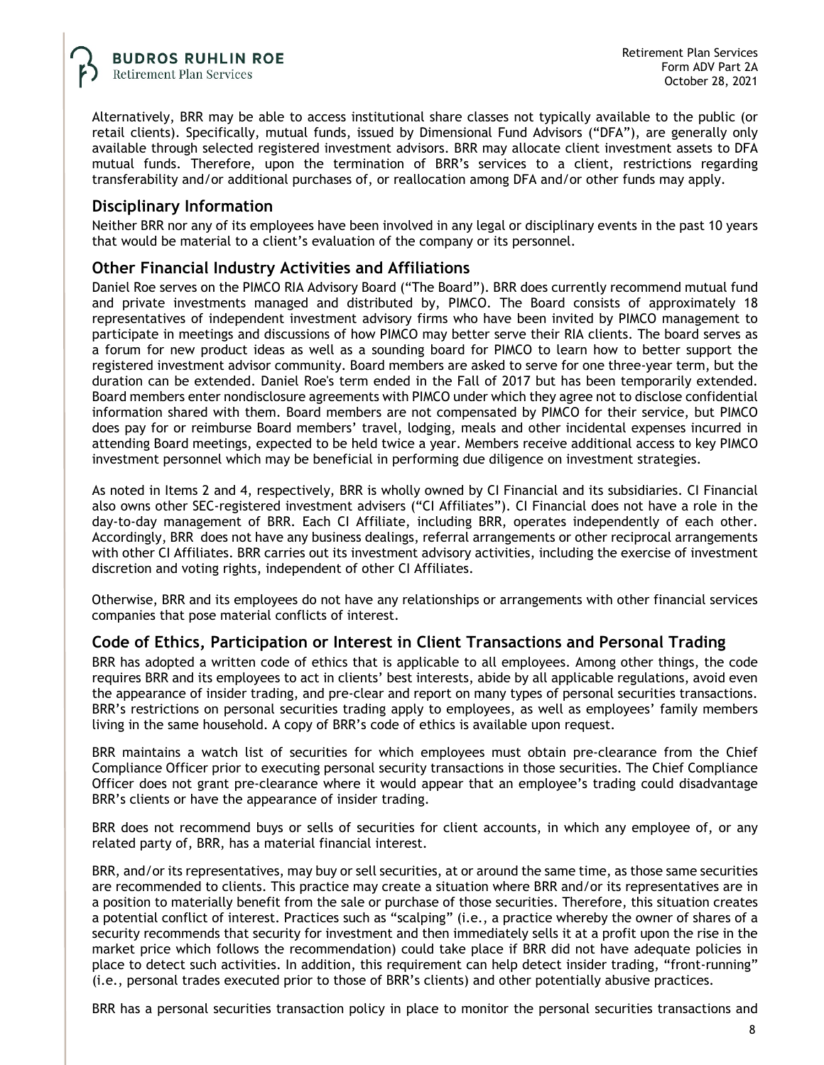Alternatively, BRR may be able to access institutional share classes not typically available to the public (or retail clients). Specifically, mutual funds, issued by Dimensional Fund Advisors ("DFA"), are generally only available through selected registered investment advisors. BRR may allocate client investment assets to DFA mutual funds. Therefore, upon the termination of BRR's services to a client, restrictions regarding transferability and/or additional purchases of, or reallocation among DFA and/or other funds may apply.

## Disciplinary Information

Neither BRR nor any of its employees have been involved in any legal or disciplinary events in the past 10 years that would be material to a client's evaluation of the company or its personnel.

## Other Financial Industry Activities and Affiliations

Daniel Roe serves on the PIMCO RIA Advisory Board ("The Board"). BRR does currently recommend mutual fund and private investments managed and distributed by, PIMCO. The Board consists of approximately 18 representatives of independent investment advisory firms who have been invited by PIMCO management to participate in meetings and discussions of how PIMCO may better serve their RIA clients. The board serves as a forum for new product ideas as well as a sounding board for PIMCO to learn how to better support the registered investment advisor community. Board members are asked to serve for one three-year term, but the duration can be extended. Daniel Roe's term ended in the Fall of 2017 but has been temporarily extended. Board members enter nondisclosure agreements with PIMCO under which they agree not to disclose confidential information shared with them. Board members are not compensated by PIMCO for their service, but PIMCO does pay for or reimburse Board members' travel, lodging, meals and other incidental expenses incurred in attending Board meetings, expected to be held twice a year. Members receive additional access to key PIMCO investment personnel which may be beneficial in performing due diligence on investment strategies.

As noted in Items 2 and 4, respectively, BRR is wholly owned by CI Financial and its subsidiaries. CI Financial also owns other SEC-registered investment advisers ("CI Affiliates"). CI Financial does not have a role in the day-to-day management of BRR. Each CI Affiliate, including BRR, operates independently of each other. Accordingly, BRR does not have any business dealings, referral arrangements or other reciprocal arrangements with other CI Affiliates. BRR carries out its investment advisory activities, including the exercise of investment discretion and voting rights, independent of other CI Affiliates.

Otherwise, BRR and its employees do not have any relationships or arrangements with other financial services companies that pose material conflicts of interest.

## Code of Ethics, Participation or Interest in Client Transactions and Personal Trading

BRR has adopted a written code of ethics that is applicable to all employees. Among other things, the code requires BRR and its employees to act in clients' best interests, abide by all applicable regulations, avoid even the appearance of insider trading, and pre-clear and report on many types of personal securities transactions. BRR's restrictions on personal securities trading apply to employees, as well as employees' family members living in the same household. A copy of BRR's code of ethics is available upon request.

BRR maintains a watch list of securities for which employees must obtain pre-clearance from the Chief Compliance Officer prior to executing personal security transactions in those securities. The Chief Compliance Officer does not grant pre-clearance where it would appear that an employee's trading could disadvantage BRR's clients or have the appearance of insider trading.

BRR does not recommend buys or sells of securities for client accounts, in which any employee of, or any related party of, BRR, has a material financial interest.

BRR, and/or its representatives, may buy or sell securities, at or around the same time, as those same securities are recommended to clients. This practice may create a situation where BRR and/or its representatives are in a position to materially benefit from the sale or purchase of those securities. Therefore, this situation creates a potential conflict of interest. Practices such as "scalping" (i.e., a practice whereby the owner of shares of a security recommends that security for investment and then immediately sells it at a profit upon the rise in the market price which follows the recommendation) could take place if BRR did not have adequate policies in place to detect such activities. In addition, this requirement can help detect insider trading, "front-running" (i.e., personal trades executed prior to those of BRR's clients) and other potentially abusive practices.

BRR has a personal securities transaction policy in place to monitor the personal securities transactions and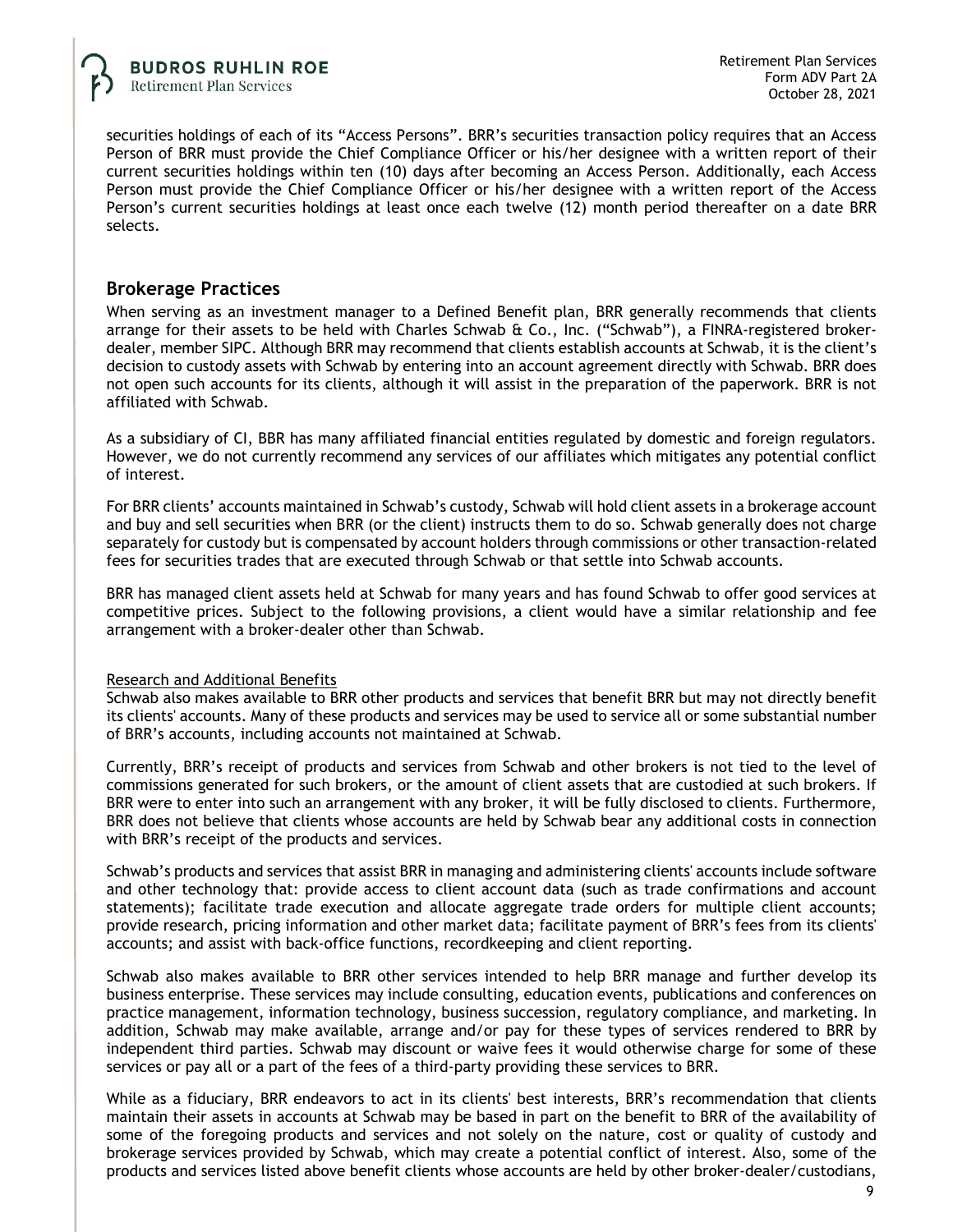securities holdings of each of its "Access Persons". BRR's securities transaction policy requires that an Access Person of BRR must provide the Chief Compliance Officer or his/her designee with a written report of their current securities holdings within ten (10) days after becoming an Access Person. Additionally, each Access Person must provide the Chief Compliance Officer or his/her designee with a written report of the Access Person's current securities holdings at least once each twelve (12) month period thereafter on a date BRR selects.

## Brokerage Practices

When serving as an investment manager to a Defined Benefit plan, BRR generally recommends that clients arrange for their assets to be held with Charles Schwab & Co., Inc. ("Schwab"), a FINRA-registered broker-dealer, member SIPC. Although BRR may recommend that clients establish accounts at Schwab, it is the client's decision to custody assets with Schwab by entering into an account agreement directly with Schwab. BRR does not open such accounts for its clients, although it will assist in the preparation of the paperwork. BRR is not affiliated with Schwab.

As a subsidiary of CI, BBR has many affiliated financial entities regulated by domestic and foreign regulators. However, we do not currently recommend any services of our affiliates which mitigates any potential conflict of interest.

For BRR clients' accounts maintained in Schwab's custody, Schwab will hold client assets in a brokerage account and buy and sell securities when BRR (or the client) instructs them to do so. Schwab generally does not charge separately for custody but is compensated by account holders through commissions or other transaction-related fees for securities trades that are executed through Schwab or that settle into Schwab accounts.

BRR has managed client assets held at Schwab for many years and has found Schwab to offer good services at competitive prices. Subject to the following provisions, a client would have a similar relationship and fee arrangement with a broker-dealer other than Schwab.

### Research and Additional Benefits

Schwab also makes available to BRR other products and services that benefit BRR but may not directly benefit its clients' accounts. Many of these products and services may be used to service all or some substantial number of BRR's accounts, including accounts not maintained at Schwab.

Currently, BRR's receipt of products and services from Schwab and other brokers is not tied to the level of commissions generated for such brokers, or the amount of client assets that are custodied at such brokers. If BRR were to enter into such an arrangement with any broker, it will be fully disclosed to clients. Furthermore, BRR does not believe that clients whose accounts are held by Schwab bear any additional costs in connection with BRR's receipt of the products and services.

Schwab's products and services that assist BRR in managing and administering clients' accounts include software and other technology that: provide access to client account data (such as trade confirmations and account statements); facilitate trade execution and allocate aggregate trade orders for multiple client accounts; provide research, pricing information and other market data; facilitate payment of BRR's fees from its clients' accounts; and assist with back-office functions, recordkeeping and client reporting.

Schwab also makes available to BRR other services intended to help BRR manage and further develop its business enterprise. These services may include consulting, education events, publications and conferences on practice management, information technology, business succession, regulatory compliance, and marketing. In addition, Schwab may make available, arrange and/or pay for these types of services rendered to BRR by independent third parties. Schwab may discount or waive fees it would otherwise charge for some of these services or pay all or a part of the fees of a third-party providing these services to BRR.

While as a fiduciary, BRR endeavors to act in its clients' best interests, BRR's recommendation that clients maintain their assets in accounts at Schwab may be based in part on the benefit to BRR of the availability of some of the foregoing products and services and not solely on the nature, cost or quality of custody and brokerage services provided by Schwab, which may create a potential conflict of interest. Also, some of the products and services listed above benefit clients whose accounts are held by other broker-dealer/custodians,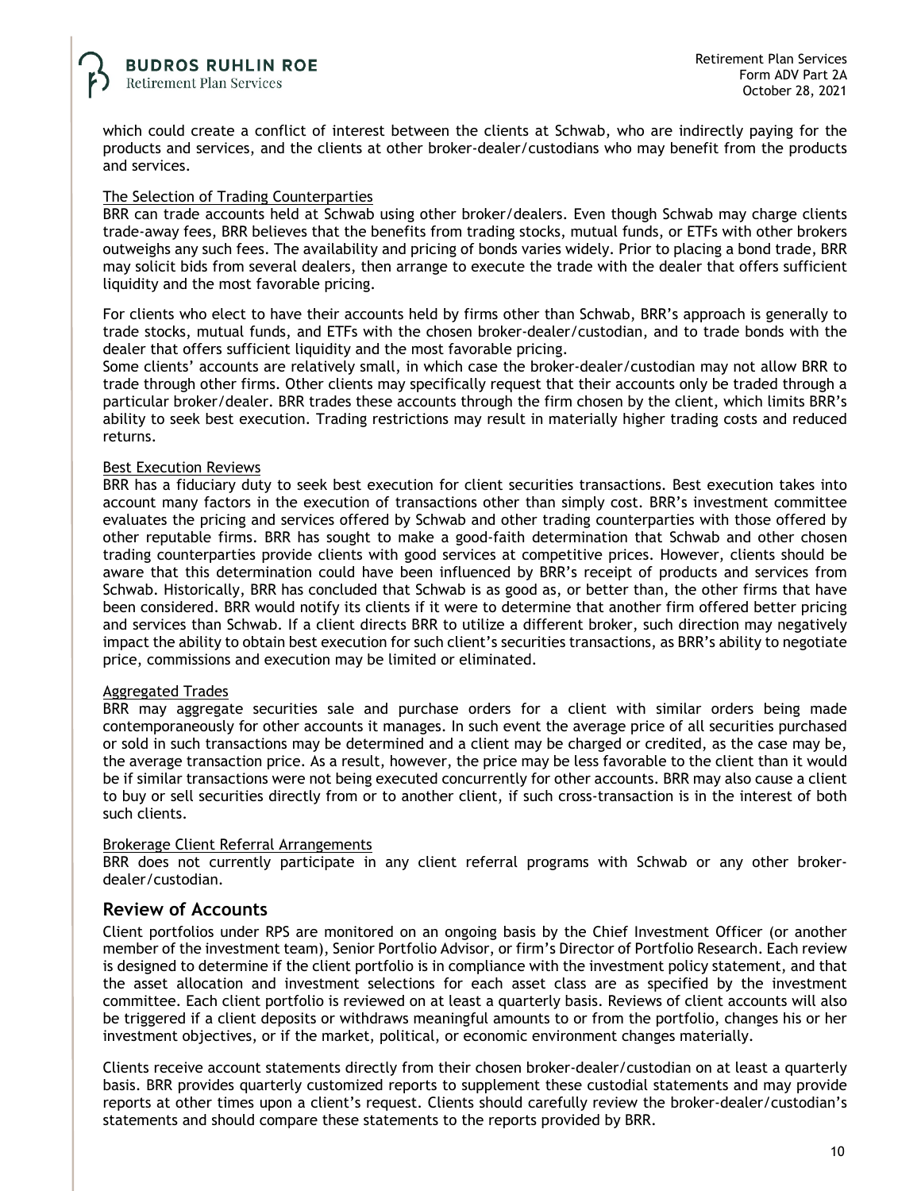which could create a conflict of interest between the clients at Schwab, who are indirectly paying for the products and services, and the clients at other broker-dealer/custodians who may benefit from the products and services.

The Selection of Trading Counterparties

BRR can trade accounts held at Schwab using other broker/dealers. Even though Schwab may charge clients trade-away fees, BRR believes that the benefits from trading stocks, mutual funds, or ETFs with other brokers outweighs any such fees. The availability and pricing of bonds varies widely. Prior to placing a bond trade, BRR may solicit bids from several dealers, then arrange to execute the trade with the dealer that offers sufficient liquidity and the most favorable pricing.

For clients who elect to have their accounts held by firms other than Schwab, BRR's approach is generally to trade stocks, mutual funds, and ETFs with the chosen broker-dealer/custodian, and to trade bonds with the dealer that offers sufficient liquidity and the most favorable pricing.
Some clients' accounts are relatively small, in which case the broker-dealer/custodian may not allow BRR to trade through other firms. Other clients may specifically request that their accounts only be traded through a particular broker/dealer. BRR trades these accounts through the firm chosen by the client, which limits BRR's ability to seek best execution. Trading restrictions may result in materially higher trading costs and reduced returns.

Best Execution Reviews

BRR has a fiduciary duty to seek best execution for client securities transactions. Best execution takes into account many factors in the execution of transactions other than simply cost. BRR's investment committee evaluates the pricing and services offered by Schwab and other trading counterparties with those offered by other reputable firms. BRR has sought to make a good-faith determination that Schwab and other chosen trading counterparties provide clients with good services at competitive prices. However, clients should be aware that this determination could have been influenced by BRR's receipt of products and services from Schwab. Historically, BRR has concluded that Schwab is as good as, or better than, the other firms that have been considered. BRR would notify its clients if it were to determine that another firm offered better pricing and services than Schwab. If a client directs BRR to utilize a different broker, such direction may negatively impact the ability to obtain best execution for such client's securities transactions, as BRR's ability to negotiate price, commissions and execution may be limited or eliminated.

Aggregated Trades

BRR may aggregate securities sale and purchase orders for a client with similar orders being made contemporaneously for other accounts it manages. In such event the average price of all securities purchased or sold in such transactions may be determined and a client may be charged or credited, as the case may be, the average transaction price. As a result, however, the price may be less favorable to the client than it would be if similar transactions were not being executed concurrently for other accounts. BRR may also cause a client to buy or sell securities directly from or to another client, if such cross-transaction is in the interest of both such clients.

Brokerage Client Referral Arrangements

BRR does not currently participate in any client referral programs with Schwab or any other broker-dealer/custodian.

## Review of Accounts

Client portfolios under RPS are monitored on an ongoing basis by the Chief Investment Officer (or another member of the investment team), Senior Portfolio Advisor, or firm's Director of Portfolio Research. Each review is designed to determine if the client portfolio is in compliance with the investment policy statement, and that the asset allocation and investment selections for each asset class are as specified by the investment committee. Each client portfolio is reviewed on at least a quarterly basis. Reviews of client accounts will also be triggered if a client deposits or withdraws meaningful amounts to or from the portfolio, changes his or her investment objectives, or if the market, political, or economic environment changes materially.

Clients receive account statements directly from their chosen broker-dealer/custodian on at least a quarterly basis. BRR provides quarterly customized reports to supplement these custodial statements and may provide reports at other times upon a client's request. Clients should carefully review the broker-dealer/custodian's statements and should compare these statements to the reports provided by BRR.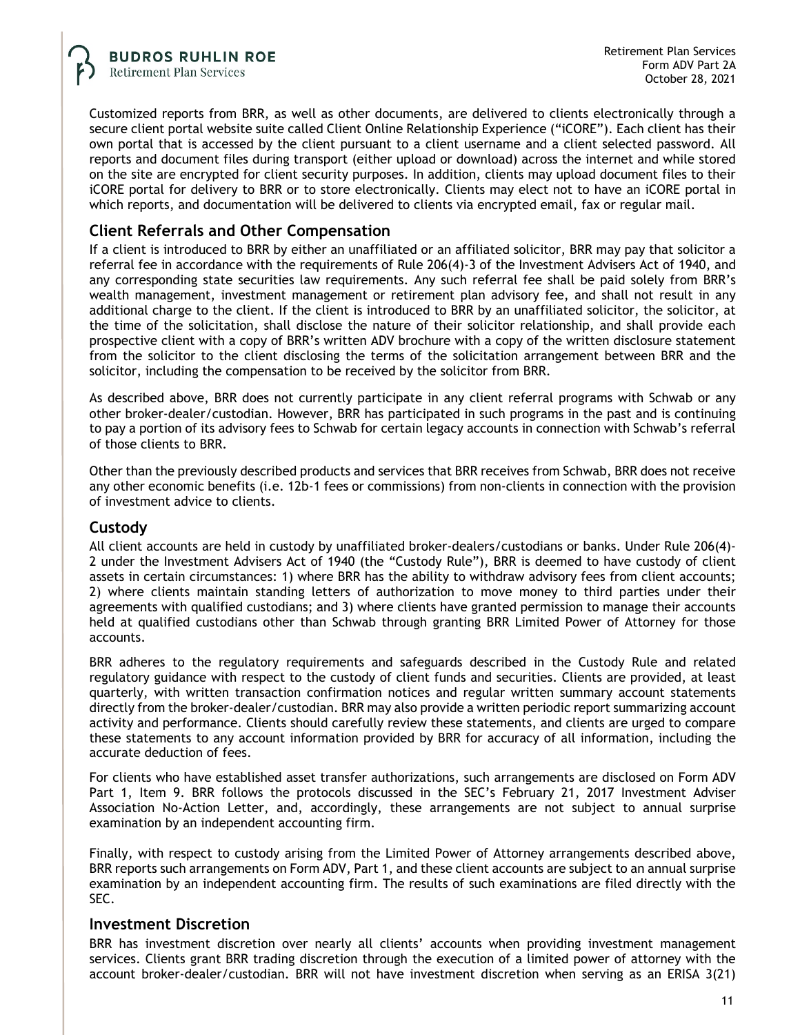Customized reports from BRR, as well as other documents, are delivered to clients electronically through a secure client portal website suite called Client Online Relationship Experience ("iCORE"). Each client has their own portal that is accessed by the client pursuant to a client username and a client selected password. All reports and document files during transport (either upload or download) across the internet and while stored on the site are encrypted for client security purposes. In addition, clients may upload document files to their iCORE portal for delivery to BRR or to store electronically. Clients may elect not to have an iCORE portal in which reports, and documentation will be delivered to clients via encrypted email, fax or regular mail.

## Client Referrals and Other Compensation

If a client is introduced to BRR by either an unaffiliated or an affiliated solicitor, BRR may pay that solicitor a referral fee in accordance with the requirements of Rule 206(4)-3 of the Investment Advisers Act of 1940, and any corresponding state securities law requirements. Any such referral fee shall be paid solely from BRR's wealth management, investment management or retirement plan advisory fee, and shall not result in any additional charge to the client. If the client is introduced to BRR by an unaffiliated solicitor, the solicitor, at the time of the solicitation, shall disclose the nature of their solicitor relationship, and shall provide each prospective client with a copy of BRR's written ADV brochure with a copy of the written disclosure statement from the solicitor to the client disclosing the terms of the solicitation arrangement between BRR and the solicitor, including the compensation to be received by the solicitor from BRR.

As described above, BRR does not currently participate in any client referral programs with Schwab or any other broker-dealer/custodian. However, BRR has participated in such programs in the past and is continuing to pay a portion of its advisory fees to Schwab for certain legacy accounts in connection with Schwab's referral of those clients to BRR.

Other than the previously described products and services that BRR receives from Schwab, BRR does not receive any other economic benefits (i.e. 12b-1 fees or commissions) from non-clients in connection with the provision of investment advice to clients.

## Custody

All client accounts are held in custody by unaffiliated broker-dealers/custodians or banks. Under Rule 206(4)-2 under the Investment Advisers Act of 1940 (the "Custody Rule"), BRR is deemed to have custody of client assets in certain circumstances: 1) where BRR has the ability to withdraw advisory fees from client accounts; 2) where clients maintain standing letters of authorization to move money to third parties under their agreements with qualified custodians; and 3) where clients have granted permission to manage their accounts held at qualified custodians other than Schwab through granting BRR Limited Power of Attorney for those accounts.

BRR adheres to the regulatory requirements and safeguards described in the Custody Rule and related regulatory guidance with respect to the custody of client funds and securities. Clients are provided, at least quarterly, with written transaction confirmation notices and regular written summary account statements directly from the broker-dealer/custodian. BRR may also provide a written periodic report summarizing account activity and performance. Clients should carefully review these statements, and clients are urged to compare these statements to any account information provided by BRR for accuracy of all information, including the accurate deduction of fees.

For clients who have established asset transfer authorizations, such arrangements are disclosed on Form ADV Part 1, Item 9. BRR follows the protocols discussed in the SEC's February 21, 2017 Investment Adviser Association No-Action Letter, and, accordingly, these arrangements are not subject to annual surprise examination by an independent accounting firm.

Finally, with respect to custody arising from the Limited Power of Attorney arrangements described above, BRR reports such arrangements on Form ADV, Part 1, and these client accounts are subject to an annual surprise examination by an independent accounting firm. The results of such examinations are filed directly with the SEC.

## Investment Discretion

BRR has investment discretion over nearly all clients' accounts when providing investment management services. Clients grant BRR trading discretion through the execution of a limited power of attorney with the account broker-dealer/custodian. BRR will not have investment discretion when serving as an ERISA 3(21)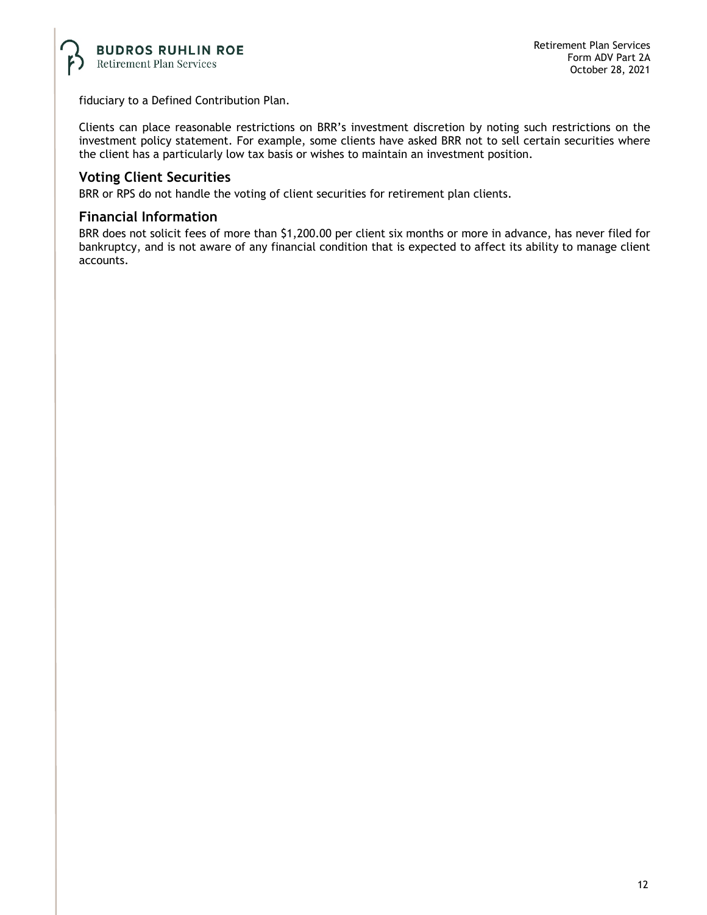fiduciary to a Defined Contribution Plan.

Clients can place reasonable restrictions on BRR's investment discretion by noting such restrictions on the investment policy statement. For example, some clients have asked BRR not to sell certain securities where the client has a particularly low tax basis or wishes to maintain an investment position.

## Voting Client Securities

BRR or RPS do not handle the voting of client securities for retirement plan clients.

## Financial Information

BRR does not solicit fees of more than $1,200.00 per client six months or more in advance, has never filed for bankruptcy, and is not aware of any financial condition that is expected to affect its ability to manage client accounts.